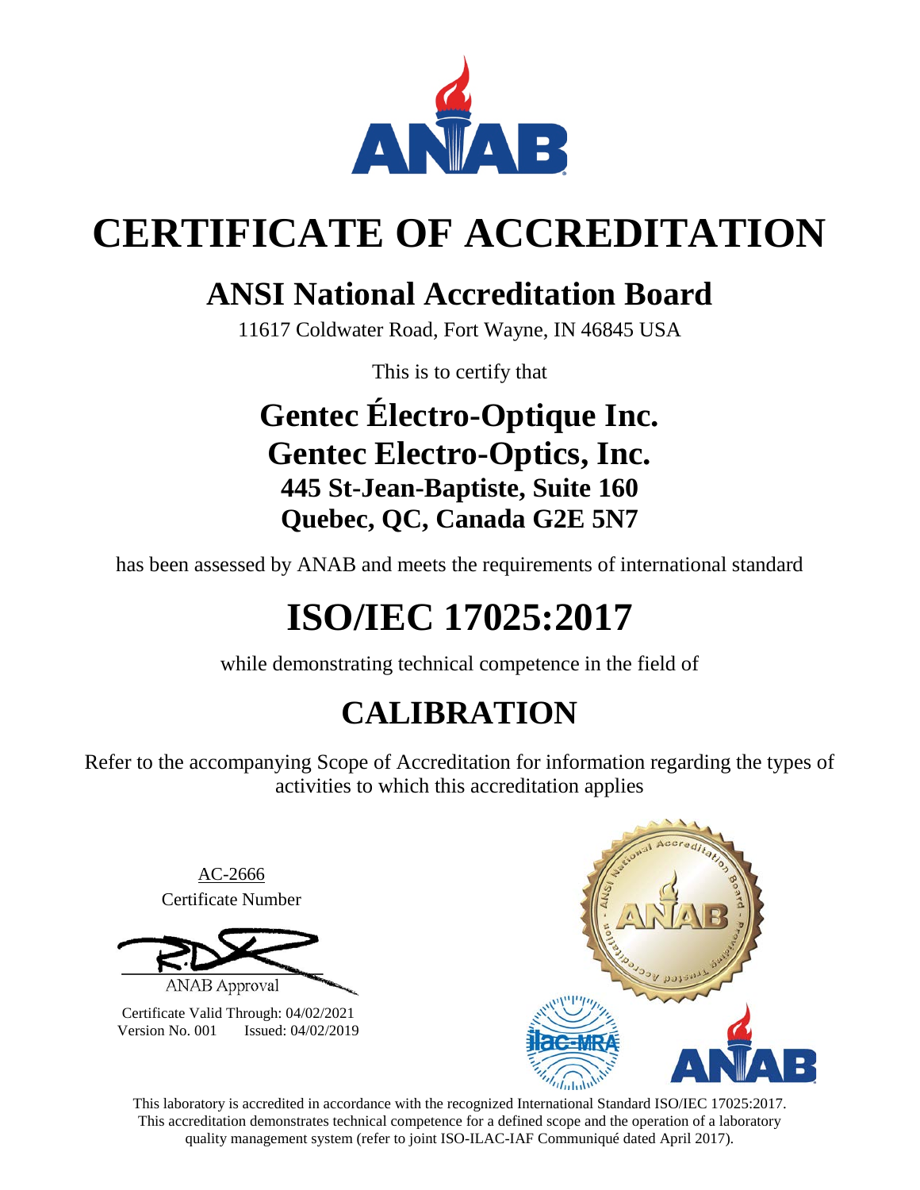# CERTIFICATE OF ACCREDITATION

## ANSI National Accreditation Board

11617 Coldwater Road, Fort Wayne, IN 46845 USA

This is to certify that

### Gentec Électro-Optique Inc.
### Gentec Electro-Optics, Inc.
**445 St-Jean-Baptiste, Suite 160**
**Quebec, QC, Canada G2E 5N7**

has been assessed by ANAB and meets the requirements of international standard

# ISO/IEC 17025:2017

while demonstrating technical competence in the field of

## CALIBRATION

Refer to the accompanying Scope of Accreditation for information regarding the types of activities to which this accreditation applies

AC-2666
Certificate Number

ANAB Approval

Certificate Valid Through: 04/02/2021
Version No. 001 Issued: 04/02/2019

This laboratory is accredited in accordance with the recognized International Standard ISO/IEC 17025:2017. This accreditation demonstrates technical competence for a defined scope and the operation of a laboratory quality management system (refer to joint ISO-ILAC-IAF Communiqué dated April 2017).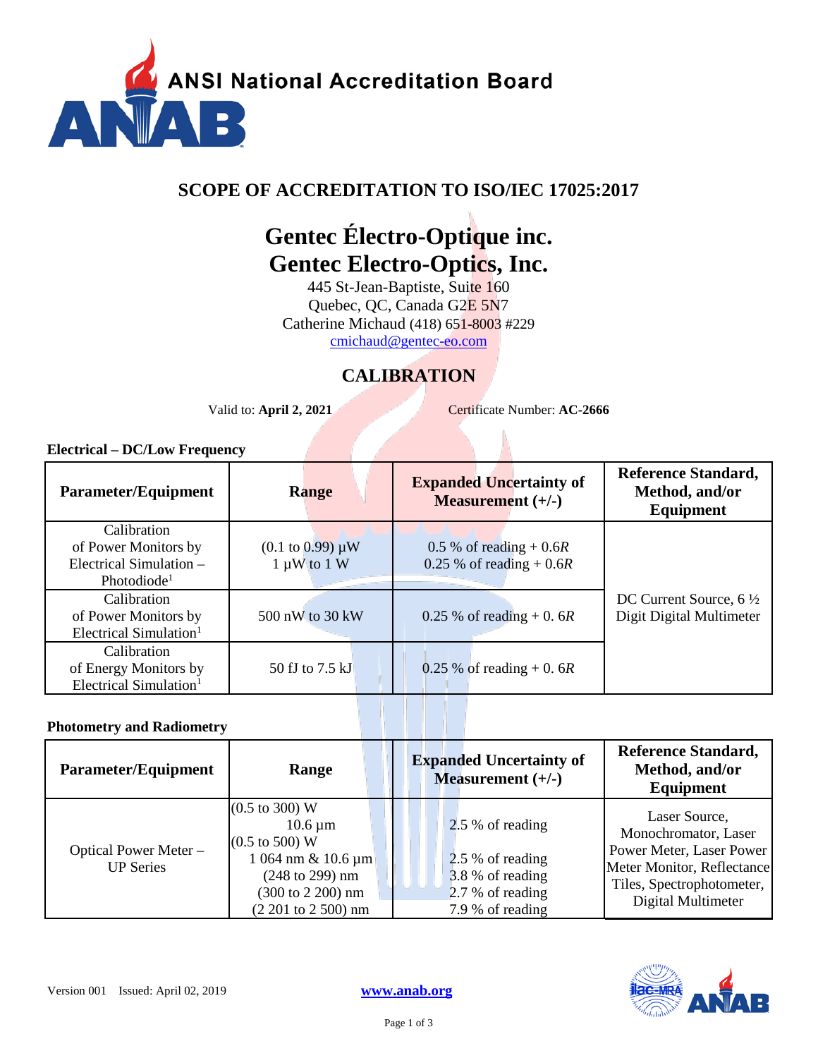**ANSI National Accreditation Board**

## SCOPE OF ACCREDITATION TO ISO/IEC 17025:2017

# Gentec Électro-Optique inc.
# Gentec Electro-Optics, Inc.

445 St-Jean-Baptiste, Suite 160
Quebec, QC, Canada G2E 5N7
Catherine Michaud (418) 651-8003 #229
cmichaud@gentec-eo.com

## CALIBRATION

Valid to: **April 2, 2021** Certificate Number: **AC-2666**

### Electrical – DC/Low Frequency

| Parameter/Equipment | Range | Expanded Uncertainty of Measurement (+/-) | Reference Standard, Method, and/or Equipment |
|---|---|---|---|
| Calibration of Power Monitors by Electrical Simulation – Photodiode[1] | (0.1 to 0.99) µW<br>1 µW to 1 W | 0.5 % of reading + 0.6*R*<br>0.25 % of reading + 0.6*R* | DC Current Source, 6 ½ Digit Digital Multimeter |
| Calibration of Power Monitors by Electrical Simulation[1] | 500 nW to 30 kW | 0.25 % of reading + 0. 6*R* | |
| Calibration of Energy Monitors by Electrical Simulation[1] | 50 fJ to 7.5 kJ | 0.25 % of reading + 0. 6*R* | |

### Photometry and Radiometry

| Parameter/Equipment | Range | Expanded Uncertainty of Measurement (+/-) | Reference Standard, Method, and/or Equipment |
|---|---|---|---|
| Optical Power Meter – UP Series | (0.5 to 300) W<br>10.6 µm<br>(0.5 to 500) W<br>1 064 nm & 10.6 µm<br>(248 to 299) nm<br>(300 to 2 200) nm<br>(2 201 to 2 500) nm | 2.5 % of reading<br><br>2.5 % of reading<br>3.8 % of reading<br>2.7 % of reading<br>7.9 % of reading | Laser Source, Monochromator, Laser Power Meter, Laser Power Meter Monitor, Reflectance Tiles, Spectrophotometer, Digital Multimeter |

Version 001 Issued: April 02, 2019 www.anab.org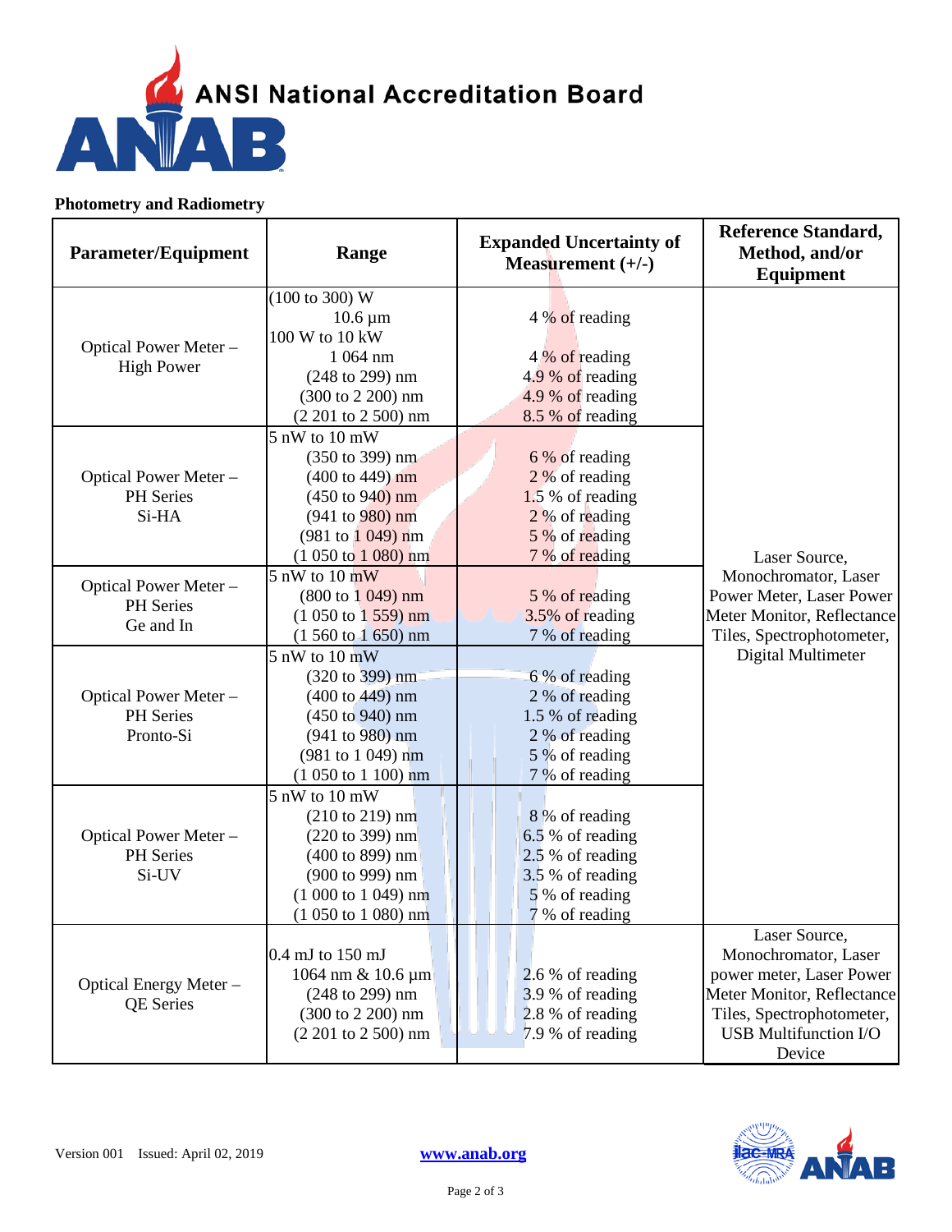ANSI National Accreditation Board

ANAB

**Photometry and Radiometry**

| Parameter/Equipment | Range | Expanded Uncertainty of Measurement (+/-) | Reference Standard, Method, and/or Equipment |
|---|---|---|---|
| Optical Power Meter – High Power | (100 to 300) W<br>10.6 µm<br>100 W to 10 kW<br>1 064 nm<br>(248 to 299) nm<br>(300 to 2 200) nm<br>(2 201 to 2 500) nm | <br>4 % of reading<br><br>4 % of reading<br>4.9 % of reading<br>4.9 % of reading<br>8.5 % of reading | Laser Source, Monochromator, Laser Power Meter, Laser Power Meter Monitor, Reflectance Tiles, Spectrophotometer, Digital Multimeter |
| Optical Power Meter – PH Series Si-HA | 5 nW to 10 mW<br>(350 to 399) nm<br>(400 to 449) nm<br>(450 to 940) nm<br>(941 to 980) nm<br>(981 to 1 049) nm<br>(1 050 to 1 080) nm | <br>6 % of reading<br>2 % of reading<br>1.5 % of reading<br>2 % of reading<br>5 % of reading<br>7 % of reading | |
| Optical Power Meter – PH Series Ge and In | 5 nW to 10 mW<br>(800 to 1 049) nm<br>(1 050 to 1 559) nm<br>(1 560 to 1 650) nm | <br>5 % of reading<br>3.5% of reading<br>7 % of reading | |
| Optical Power Meter – PH Series Pronto-Si | 5 nW to 10 mW<br>(320 to 399) nm<br>(400 to 449) nm<br>(450 to 940) nm<br>(941 to 980) nm<br>(981 to 1 049) nm<br>(1 050 to 1 100) nm | <br>6 % of reading<br>2 % of reading<br>1.5 % of reading<br>2 % of reading<br>5 % of reading<br>7 % of reading | |
| Optical Power Meter – PH Series Si-UV | 5 nW to 10 mW<br>(210 to 219) nm<br>(220 to 399) nm<br>(400 to 899) nm<br>(900 to 999) nm<br>(1 000 to 1 049) nm<br>(1 050 to 1 080) nm | <br>8 % of reading<br>6.5 % of reading<br>2.5 % of reading<br>3.5 % of reading<br>5 % of reading<br>7 % of reading | |
| Optical Energy Meter – QE Series | 0.4 mJ to 150 mJ<br>1064 nm & 10.6 µm<br>(248 to 299) nm<br>(300 to 2 200) nm<br>(2 201 to 2 500) nm | <br>2.6 % of reading<br>3.9 % of reading<br>2.8 % of reading<br>7.9 % of reading | Laser Source, Monochromator, Laser power meter, Laser Power Meter Monitor, Reflectance Tiles, Spectrophotometer, USB Multifunction I/O Device |

Version 001 Issued: April 02, 2019

www.anab.org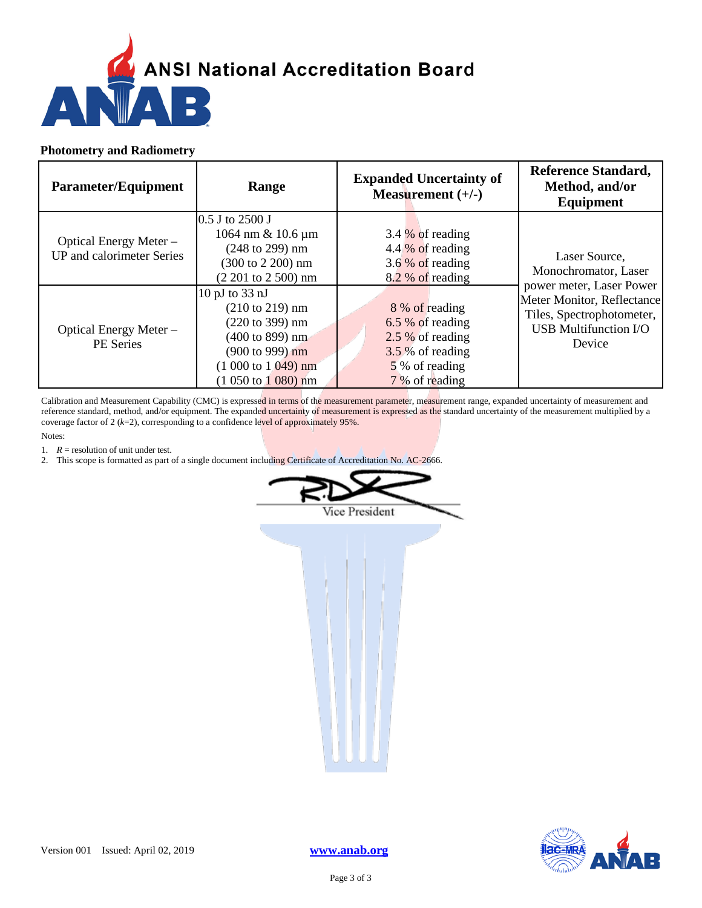**Photometry and Radiometry**

| Parameter/Equipment | Range | Expanded Uncertainty of Measurement (+/-) | Reference Standard, Method, and/or Equipment |
|---|---|---|---|
| Optical Energy Meter – UP and calorimeter Series | 0.5 J to 2500 J<br>1064 nm & 10.6 µm<br>(248 to 299) nm<br>(300 to 2 200) nm<br>(2 201 to 2 500) nm | <br>3.4 % of reading<br>4.4 % of reading<br>3.6 % of reading<br>8.2 % of reading | Laser Source, Monochromator, Laser power meter, Laser Power Meter Monitor, Reflectance Tiles, Spectrophotometer, USB Multifunction I/O Device |
| Optical Energy Meter – PE Series | 10 pJ to 33 nJ<br>(210 to 219) nm<br>(220 to 399) nm<br>(400 to 899) nm<br>(900 to 999) nm<br>(1 000 to 1 049) nm<br>(1 050 to 1 080) nm | <br>8 % of reading<br>6.5 % of reading<br>2.5 % of reading<br>3.5 % of reading<br>5 % of reading<br>7 % of reading | |

Calibration and Measurement Capability (CMC) is expressed in terms of the measurement parameter, measurement range, expanded uncertainty of measurement and reference standard, method, and/or equipment. The expanded uncertainty of measurement is expressed as the standard uncertainty of the measurement multiplied by a coverage factor of 2 ($k$=2), corresponding to a confidence level of approximately 95%.

Notes:

1. $R$ = resolution of unit under test.
2. This scope is formatted as part of a single document including Certificate of Accreditation No. AC-2666.

Vice President

Version 001 Issued: April 02, 2019

**www.anab.org**